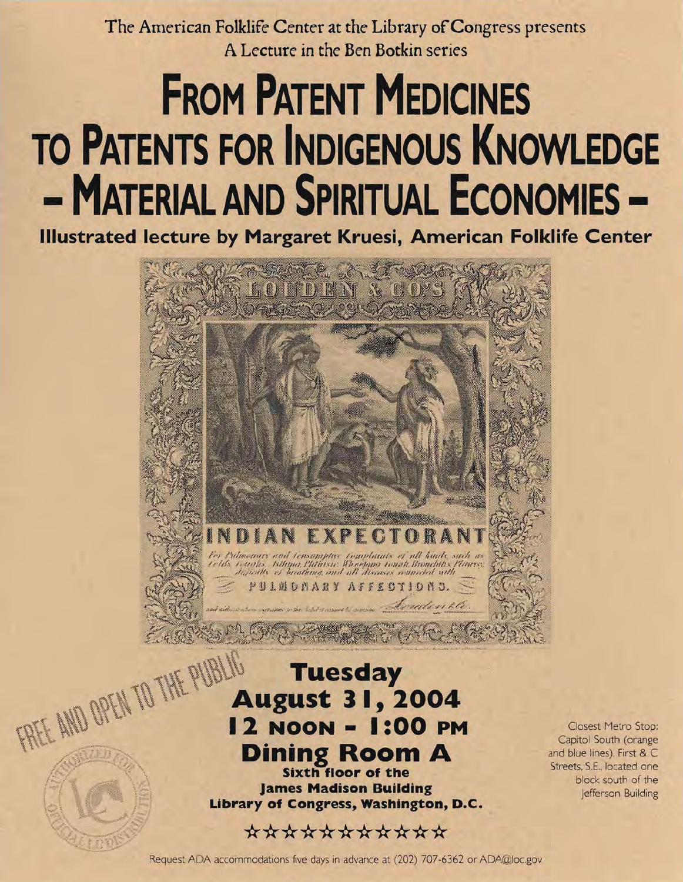The American Folklife Center at the Library of Congress presents
A Lecture in the Ben Botkin series

# FROM PATENT MEDICINES TO PATENTS FOR INDIGENOUS KNOWLEDGE - MATERIAL AND SPIRITUAL ECONOMIES -

**Illustrated lecture by Margaret Kruesi, American Folklife Center**

LOUDEN & CO'S

INDIAN EXPECTORANT

For Pulmonary and Consumptive Complaints of all kinds, such as Colds, Coughs, Asthma, Phthisic, Whooping Cough, Bronchitis, Pleurisy, difficulty of breathing, and all diseases connected with

PULMONARY AFFECTIONS.

FREE AND OPEN TO THE PUBLIC

## Tuesday
## August 31, 2004
## 12 NOON - 1:00 PM
## Dining Room A

**Sixth floor of the James Madison Building**
**Library of Congress, Washington, D.C.**

Closest Metro Stop: Capitol South (orange and blue lines), First & C Streets, S.E., located one block south of the Jefferson Building

★★★★★★★★★★★

Request ADA accommodations five days in advance at (202) 707-6362 or ADA@loc.gov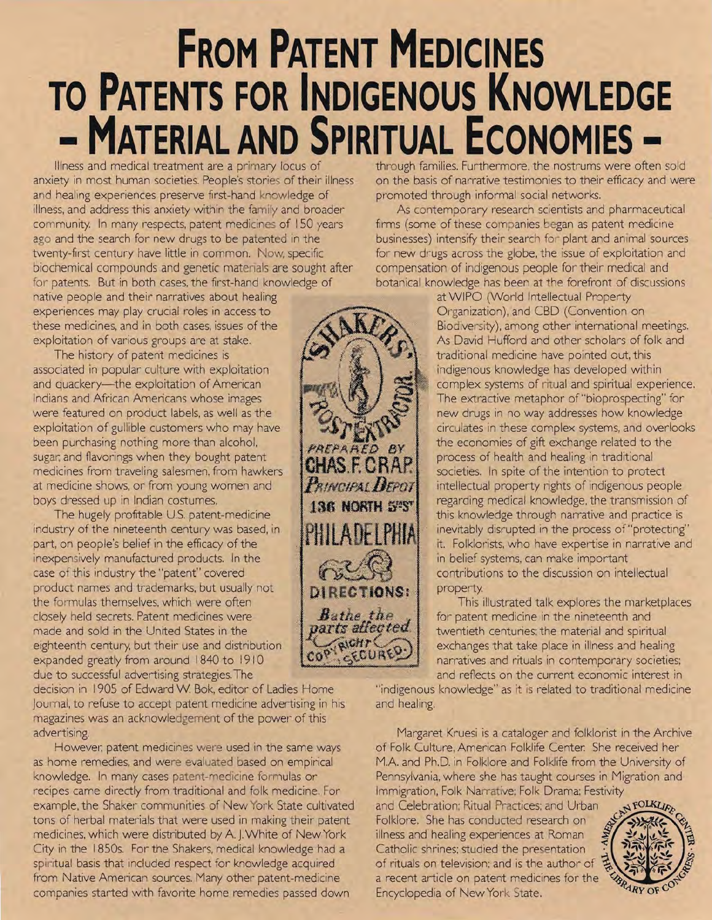# From Patent Medicines to Patents for Indigenous Knowledge – Material and Spiritual Economies –

Illness and medical treatment are a primary locus of anxiety in most human societies. People's stories of their illness and healing experiences preserve first-hand knowledge of illness, and address this anxiety within the family and broader community. In many respects, patent medicines of 150 years ago and the search for new drugs to be patented in the twenty-first century have little in common. Now, specific biochemical compounds and genetic materials are sought after for patents. But in both cases, the first-hand knowledge of native people and their narratives about healing experiences may play crucial roles in access to these medicines, and in both cases, issues of the exploitation of various groups are at stake.

The history of patent medicines is associated in popular culture with exploitation and quackery—the exploitation of American Indians and African Americans whose images were featured on product labels, as well as the exploitation of gullible customers who may have been purchasing nothing more than alcohol, sugar, and flavorings when they bought patent medicines from traveling salesmen, from hawkers at medicine shows, or from young women and boys dressed up in Indian costumes.

The hugely profitable U.S. patent-medicine industry of the nineteenth century was based, in part, on people's belief in the efficacy of the inexpensively manufactured products. In the case of this industry the "patent" covered product names and trademarks, but usually not the formulas themselves, which were often closely held secrets. Patent medicines were made and sold in the United States in the eighteenth century, but their use and distribution expanded greatly from around 1840 to 1910 due to successful advertising strategies. The decision in 1905 of Edward W. Bok, editor of Ladies Home Journal, to refuse to accept patent medicine advertising in his magazines was an acknowledgement of the power of this advertising.

However, patent medicines were used in the same ways as home remedies, and were evaluated based on empirical knowledge. In many cases patent-medicine formulas or recipes came directly from traditional and folk medicine. For example, the Shaker communities of New York State cultivated tons of herbal materials that were used in making their patent medicines, which were distributed by A. J. White of New York City in the 1850s. For the Shakers, medical knowledge had a spiritual basis that included respect for knowledge acquired from Native American sources. Many other patent-medicine companies started with favorite home remedies passed down through families. Furthermore, the nostrums were often sold on the basis of narrative testimonies to their efficacy and were promoted through informal social networks.

As contemporary research scientists and pharmaceutical firms (some of these companies began as patent medicine businesses) intensify their search for plant and animal sources for new drugs across the globe, the issue of exploitation and compensation of indigenous people for their medical and botanical knowledge has been at the forefront of discussions at WIPO (World Intellectual Property Organization), and CBD (Convention on Biodiversity), among other international meetings. As David Hufford and other scholars of folk and traditional medicine have pointed out, this indigenous knowledge has developed within complex systems of ritual and spiritual experience. The extractive metaphor of "bioprospecting" for new drugs in no way addresses how knowledge circulates in these complex systems, and overlooks the economies of gift exchange related to the process of health and healing in traditional societies. In spite of the intention to protect intellectual property rights of indigenous people regarding medical knowledge, the transmission of this knowledge through narrative and practice is inevitably disrupted in the process of "protecting" it. Folklorists, who have expertise in narrative and in belief systems, can make important contributions to the discussion on intellectual property.

This illustrated talk explores the marketplaces for patent medicine in the nineteenth and twentieth centuries; the material and spiritual exchanges that take place in illness and healing narratives and rituals in contemporary societies; and reflects on the current economic interest in "indigenous knowledge" as it is related to traditional medicine and healing.

Margaret Kruesi is a cataloger and folklorist in the Archive of Folk Culture, American Folklife Center. She received her M.A. and Ph.D. in Folklore and Folklife from the University of Pennsylvania, where she has taught courses in Migration and Immigration, Folk Narrative; Folk Drama; Festivity and Celebration; Ritual Practices; and Urban Folklore. She has conducted research on illness and healing experiences at Roman Catholic shrines; studied the presentation of rituals on television; and is the author of a recent article on patent medicines for the Encyclopedia of New York State.